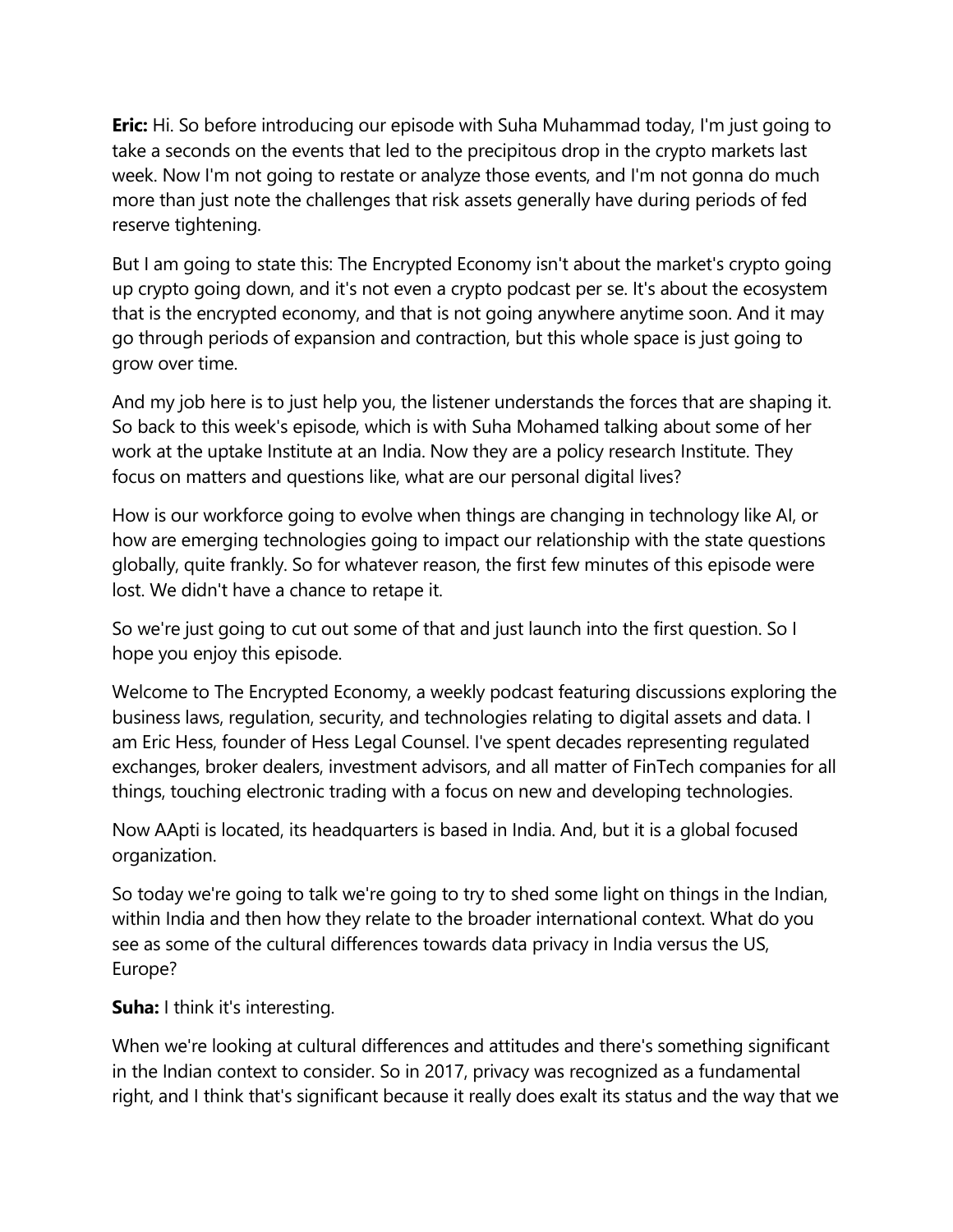**Eric:** Hi. So before introducing our episode with Suha Muhammad today, I'm just going to take a seconds on the events that led to the precipitous drop in the crypto markets last week. Now I'm not going to restate or analyze those events, and I'm not gonna do much more than just note the challenges that risk assets generally have during periods of fed reserve tightening.

But I am going to state this: The Encrypted Economy isn't about the market's crypto going up crypto going down, and it's not even a crypto podcast per se. It's about the ecosystem that is the encrypted economy, and that is not going anywhere anytime soon. And it may go through periods of expansion and contraction, but this whole space is just going to grow over time.

And my job here is to just help you, the listener understands the forces that are shaping it. So back to this week's episode, which is with Suha Mohamed talking about some of her work at the uptake Institute at an India. Now they are a policy research Institute. They focus on matters and questions like, what are our personal digital lives?

How is our workforce going to evolve when things are changing in technology like AI, or how are emerging technologies going to impact our relationship with the state questions globally, quite frankly. So for whatever reason, the first few minutes of this episode were lost. We didn't have a chance to retape it.

So we're just going to cut out some of that and just launch into the first question. So I hope you enjoy this episode.

Welcome to The Encrypted Economy, a weekly podcast featuring discussions exploring the business laws, regulation, security, and technologies relating to digital assets and data. I am Eric Hess, founder of Hess Legal Counsel. I've spent decades representing regulated exchanges, broker dealers, investment advisors, and all matter of FinTech companies for all things, touching electronic trading with a focus on new and developing technologies.

Now AApti is located, its headquarters is based in India. And, but it is a global focused organization.

So today we're going to talk we're going to try to shed some light on things in the Indian, within India and then how they relate to the broader international context. What do you see as some of the cultural differences towards data privacy in India versus the US, Europe?

**Suha:** I think it's interesting.

When we're looking at cultural differences and attitudes and there's something significant in the Indian context to consider. So in 2017, privacy was recognized as a fundamental right, and I think that's significant because it really does exalt its status and the way that we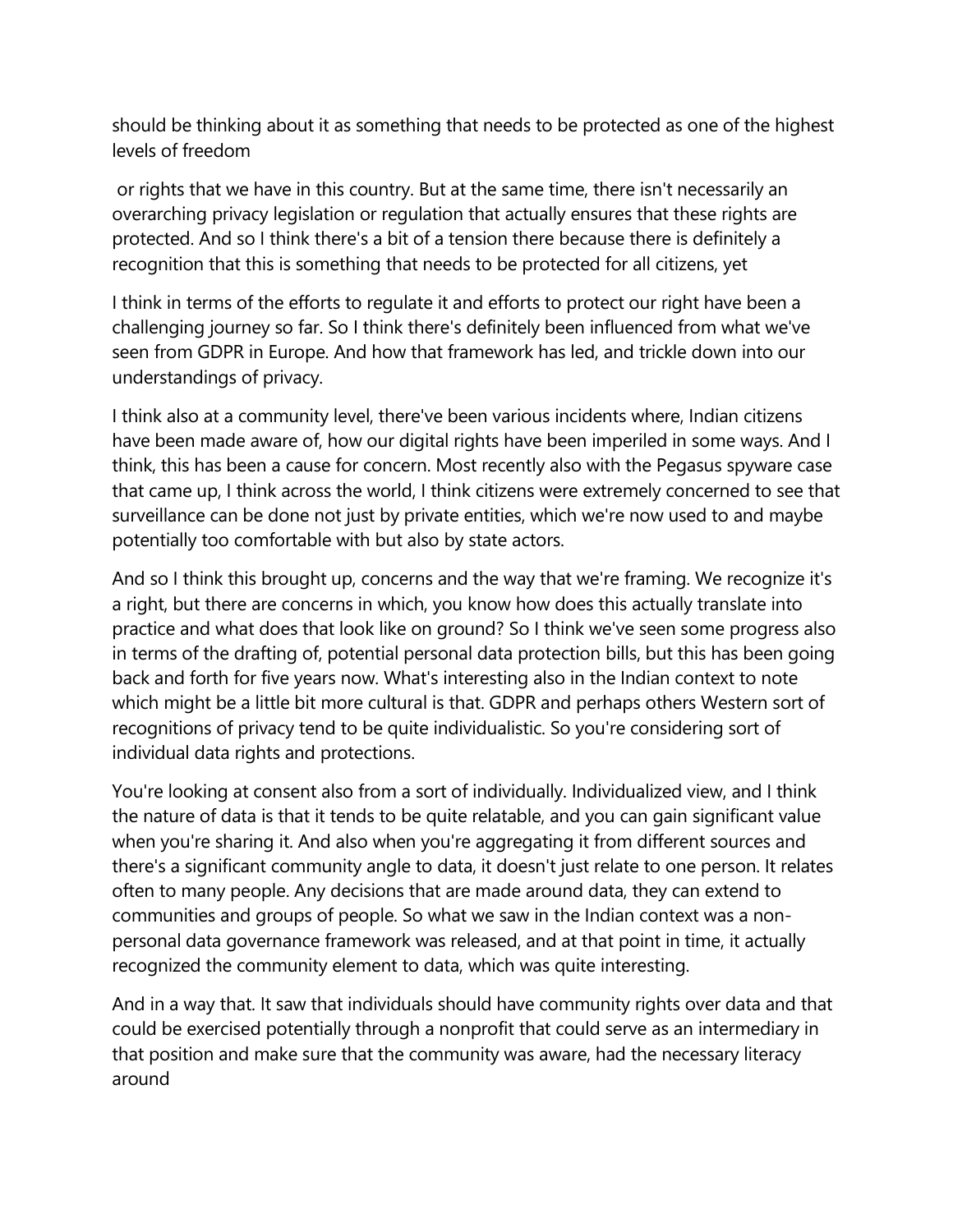should be thinking about it as something that needs to be protected as one of the highest levels of freedom

or rights that we have in this country. But at the same time, there isn't necessarily an overarching privacy legislation or regulation that actually ensures that these rights are protected. And so I think there's a bit of a tension there because there is definitely a recognition that this is something that needs to be protected for all citizens, yet

I think in terms of the efforts to regulate it and efforts to protect our right have been a challenging journey so far. So I think there's definitely been influenced from what we've seen from GDPR in Europe. And how that framework has led, and trickle down into our understandings of privacy.

I think also at a community level, there've been various incidents where, Indian citizens have been made aware of, how our digital rights have been imperiled in some ways. And I think, this has been a cause for concern. Most recently also with the Pegasus spyware case that came up, I think across the world, I think citizens were extremely concerned to see that surveillance can be done not just by private entities, which we're now used to and maybe potentially too comfortable with but also by state actors.

And so I think this brought up, concerns and the way that we're framing. We recognize it's a right, but there are concerns in which, you know how does this actually translate into practice and what does that look like on ground? So I think we've seen some progress also in terms of the drafting of, potential personal data protection bills, but this has been going back and forth for five years now. What's interesting also in the Indian context to note which might be a little bit more cultural is that. GDPR and perhaps others Western sort of recognitions of privacy tend to be quite individualistic. So you're considering sort of individual data rights and protections.

You're looking at consent also from a sort of individually. Individualized view, and I think the nature of data is that it tends to be quite relatable, and you can gain significant value when you're sharing it. And also when you're aggregating it from different sources and there's a significant community angle to data, it doesn't just relate to one person. It relates often to many people. Any decisions that are made around data, they can extend to communities and groups of people. So what we saw in the Indian context was a non-personal data governance framework was released, and at that point in time, it actually recognized the community element to data, which was quite interesting.

And in a way that. It saw that individuals should have community rights over data and that could be exercised potentially through a nonprofit that could serve as an intermediary in that position and make sure that the community was aware, had the necessary literacy around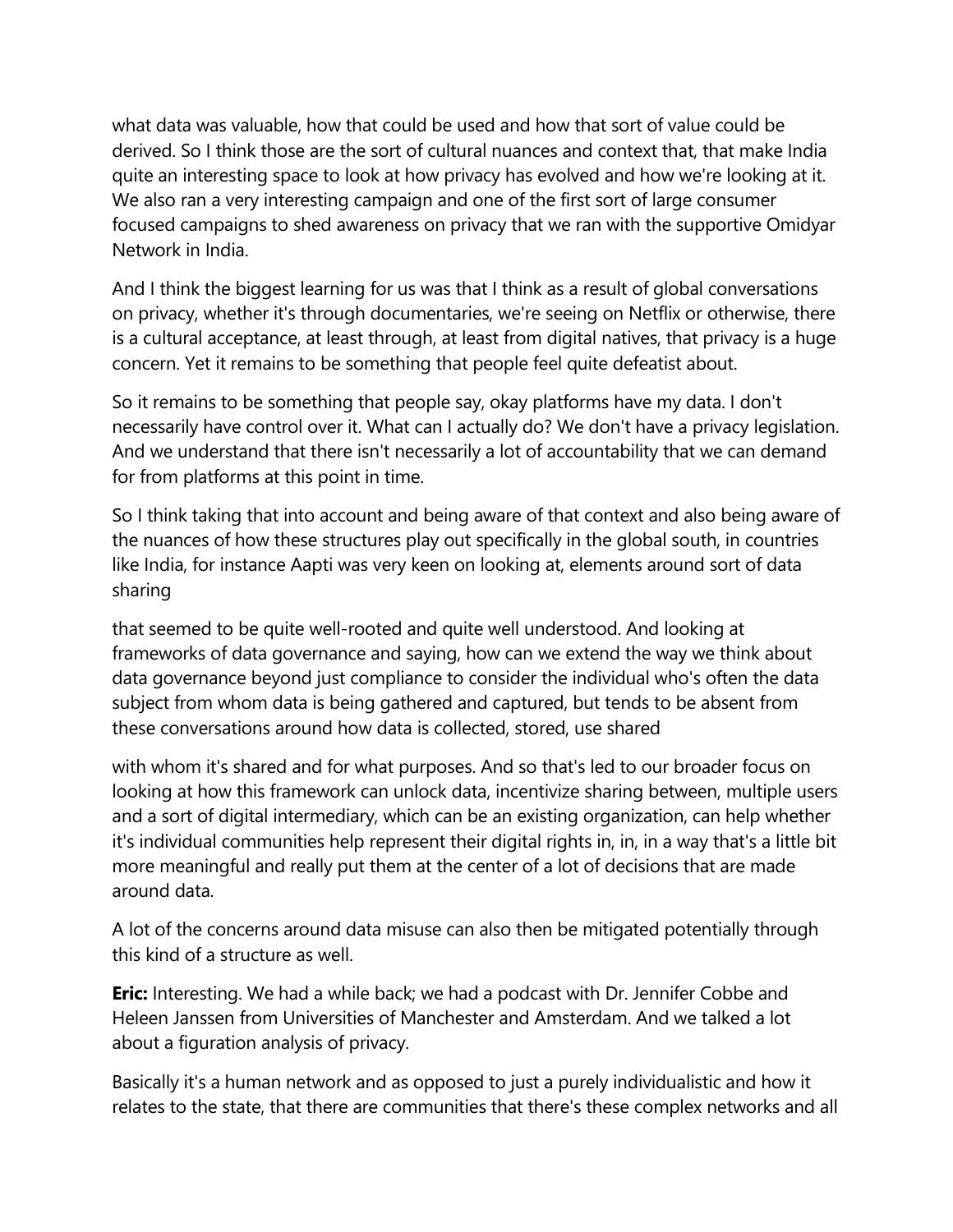what data was valuable, how that could be used and how that sort of value could be derived. So I think those are the sort of cultural nuances and context that, that make India quite an interesting space to look at how privacy has evolved and how we're looking at it. We also ran a very interesting campaign and one of the first sort of large consumer focused campaigns to shed awareness on privacy that we ran with the supportive Omidyar Network in India.

And I think the biggest learning for us was that I think as a result of global conversations on privacy, whether it's through documentaries, we're seeing on Netflix or otherwise, there is a cultural acceptance, at least through, at least from digital natives, that privacy is a huge concern. Yet it remains to be something that people feel quite defeatist about.

So it remains to be something that people say, okay platforms have my data. I don't necessarily have control over it. What can I actually do? We don't have a privacy legislation. And we understand that there isn't necessarily a lot of accountability that we can demand for from platforms at this point in time.

So I think taking that into account and being aware of that context and also being aware of the nuances of how these structures play out specifically in the global south, in countries like India, for instance Aapti was very keen on looking at, elements around sort of data sharing

that seemed to be quite well-rooted and quite well understood. And looking at frameworks of data governance and saying, how can we extend the way we think about data governance beyond just compliance to consider the individual who's often the data subject from whom data is being gathered and captured, but tends to be absent from these conversations around how data is collected, stored, use shared

with whom it's shared and for what purposes. And so that's led to our broader focus on looking at how this framework can unlock data, incentivize sharing between, multiple users and a sort of digital intermediary, which can be an existing organization, can help whether it's individual communities help represent their digital rights in, in, in a way that's a little bit more meaningful and really put them at the center of a lot of decisions that are made around data.

A lot of the concerns around data misuse can also then be mitigated potentially through this kind of a structure as well.

**Eric:** Interesting. We had a while back; we had a podcast with Dr. Jennifer Cobbe and Heleen Janssen from Universities of Manchester and Amsterdam. And we talked a lot about a figuration analysis of privacy.

Basically it's a human network and as opposed to just a purely individualistic and how it relates to the state, that there are communities that there's these complex networks and all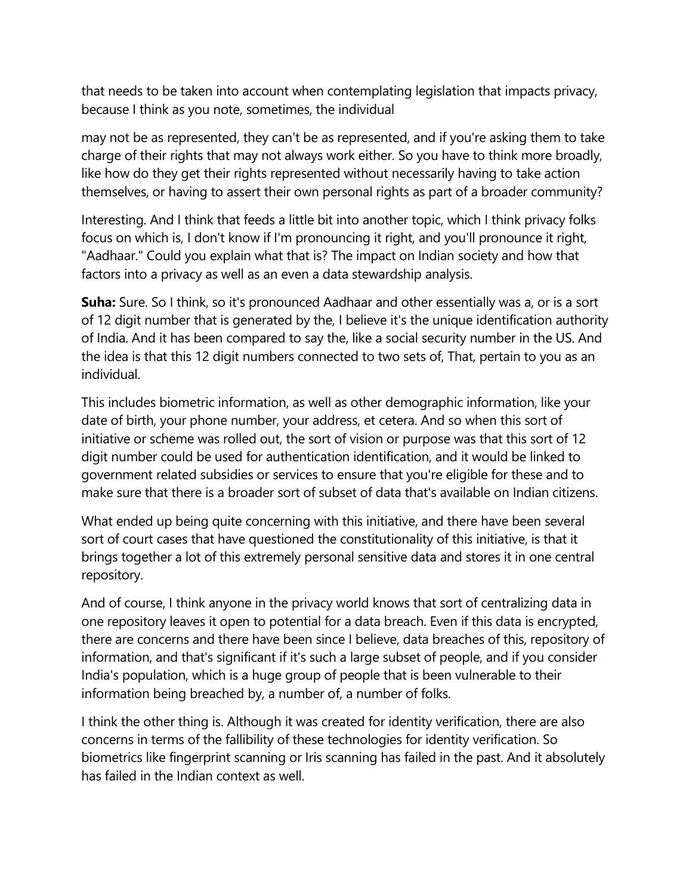that needs to be taken into account when contemplating legislation that impacts privacy, because I think as you note, sometimes, the individual

may not be as represented, they can't be as represented, and if you're asking them to take charge of their rights that may not always work either. So you have to think more broadly, like how do they get their rights represented without necessarily having to take action themselves, or having to assert their own personal rights as part of a broader community?

Interesting. And I think that feeds a little bit into another topic, which I think privacy folks focus on which is, I don't know if I'm pronouncing it right, and you'll pronounce it right, "Aadhaar." Could you explain what that is? The impact on Indian society and how that factors into a privacy as well as an even a data stewardship analysis.

**Suha:** Sure. So I think, so it's pronounced Aadhaar and other essentially was a, or is a sort of 12 digit number that is generated by the, I believe it's the unique identification authority of India. And it has been compared to say the, like a social security number in the US. And the idea is that this 12 digit numbers connected to two sets of, That, pertain to you as an individual.

This includes biometric information, as well as other demographic information, like your date of birth, your phone number, your address, et cetera. And so when this sort of initiative or scheme was rolled out, the sort of vision or purpose was that this sort of 12 digit number could be used for authentication identification, and it would be linked to government related subsidies or services to ensure that you're eligible for these and to make sure that there is a broader sort of subset of data that's available on Indian citizens.

What ended up being quite concerning with this initiative, and there have been several sort of court cases that have questioned the constitutionality of this initiative, is that it brings together a lot of this extremely personal sensitive data and stores it in one central repository.

And of course, I think anyone in the privacy world knows that sort of centralizing data in one repository leaves it open to potential for a data breach. Even if this data is encrypted, there are concerns and there have been since I believe, data breaches of this, repository of information, and that's significant if it's such a large subset of people, and if you consider India's population, which is a huge group of people that is been vulnerable to their information being breached by, a number of, a number of folks.

I think the other thing is. Although it was created for identity verification, there are also concerns in terms of the fallibility of these technologies for identity verification. So biometrics like fingerprint scanning or Iris scanning has failed in the past. And it absolutely has failed in the Indian context as well.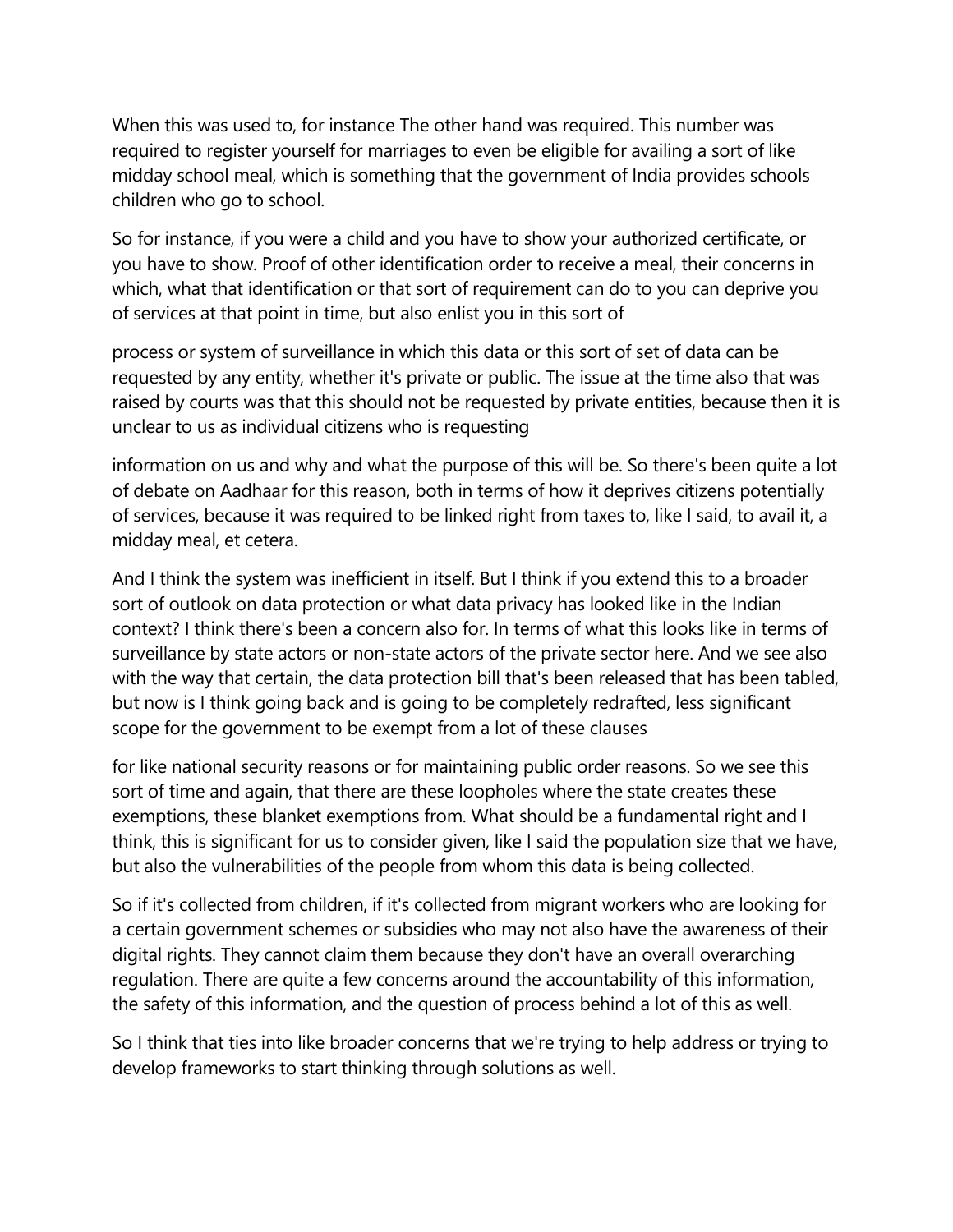When this was used to, for instance The other hand was required. This number was required to register yourself for marriages to even be eligible for availing a sort of like midday school meal, which is something that the government of India provides schools children who go to school.

So for instance, if you were a child and you have to show your authorized certificate, or you have to show. Proof of other identification order to receive a meal, their concerns in which, what that identification or that sort of requirement can do to you can deprive you of services at that point in time, but also enlist you in this sort of

process or system of surveillance in which this data or this sort of set of data can be requested by any entity, whether it's private or public. The issue at the time also that was raised by courts was that this should not be requested by private entities, because then it is unclear to us as individual citizens who is requesting

information on us and why and what the purpose of this will be. So there's been quite a lot of debate on Aadhaar for this reason, both in terms of how it deprives citizens potentially of services, because it was required to be linked right from taxes to, like I said, to avail it, a midday meal, et cetera.

And I think the system was inefficient in itself. But I think if you extend this to a broader sort of outlook on data protection or what data privacy has looked like in the Indian context? I think there's been a concern also for. In terms of what this looks like in terms of surveillance by state actors or non-state actors of the private sector here. And we see also with the way that certain, the data protection bill that's been released that has been tabled, but now is I think going back and is going to be completely redrafted, less significant scope for the government to be exempt from a lot of these clauses

for like national security reasons or for maintaining public order reasons. So we see this sort of time and again, that there are these loopholes where the state creates these exemptions, these blanket exemptions from. What should be a fundamental right and I think, this is significant for us to consider given, like I said the population size that we have, but also the vulnerabilities of the people from whom this data is being collected.

So if it's collected from children, if it's collected from migrant workers who are looking for a certain government schemes or subsidies who may not also have the awareness of their digital rights. They cannot claim them because they don't have an overall overarching regulation. There are quite a few concerns around the accountability of this information, the safety of this information, and the question of process behind a lot of this as well.

So I think that ties into like broader concerns that we're trying to help address or trying to develop frameworks to start thinking through solutions as well.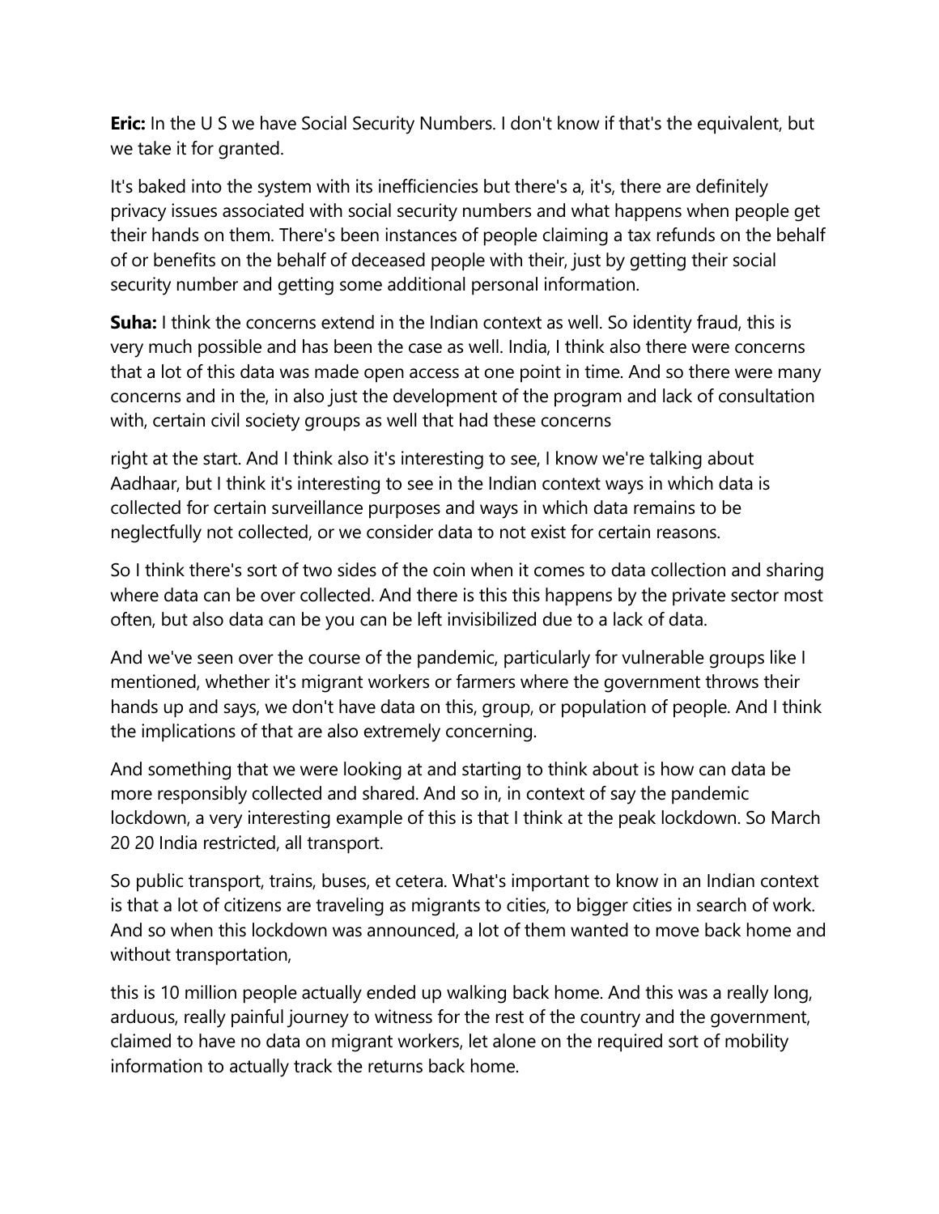**Eric:** In the U S we have Social Security Numbers. I don't know if that's the equivalent, but we take it for granted.

It's baked into the system with its inefficiencies but there's a, it's, there are definitely privacy issues associated with social security numbers and what happens when people get their hands on them. There's been instances of people claiming a tax refunds on the behalf of or benefits on the behalf of deceased people with their, just by getting their social security number and getting some additional personal information.

**Suha:** I think the concerns extend in the Indian context as well. So identity fraud, this is very much possible and has been the case as well. India, I think also there were concerns that a lot of this data was made open access at one point in time. And so there were many concerns and in the, in also just the development of the program and lack of consultation with, certain civil society groups as well that had these concerns

right at the start. And I think also it's interesting to see, I know we're talking about Aadhaar, but I think it's interesting to see in the Indian context ways in which data is collected for certain surveillance purposes and ways in which data remains to be neglectfully not collected, or we consider data to not exist for certain reasons.

So I think there's sort of two sides of the coin when it comes to data collection and sharing where data can be over collected. And there is this this happens by the private sector most often, but also data can be you can be left invisibilized due to a lack of data.

And we've seen over the course of the pandemic, particularly for vulnerable groups like I mentioned, whether it's migrant workers or farmers where the government throws their hands up and says, we don't have data on this, group, or population of people. And I think the implications of that are also extremely concerning.

And something that we were looking at and starting to think about is how can data be more responsibly collected and shared. And so in, in context of say the pandemic lockdown, a very interesting example of this is that I think at the peak lockdown. So March 20 20 India restricted, all transport.

So public transport, trains, buses, et cetera. What's important to know in an Indian context is that a lot of citizens are traveling as migrants to cities, to bigger cities in search of work. And so when this lockdown was announced, a lot of them wanted to move back home and without transportation,

this is 10 million people actually ended up walking back home. And this was a really long, arduous, really painful journey to witness for the rest of the country and the government, claimed to have no data on migrant workers, let alone on the required sort of mobility information to actually track the returns back home.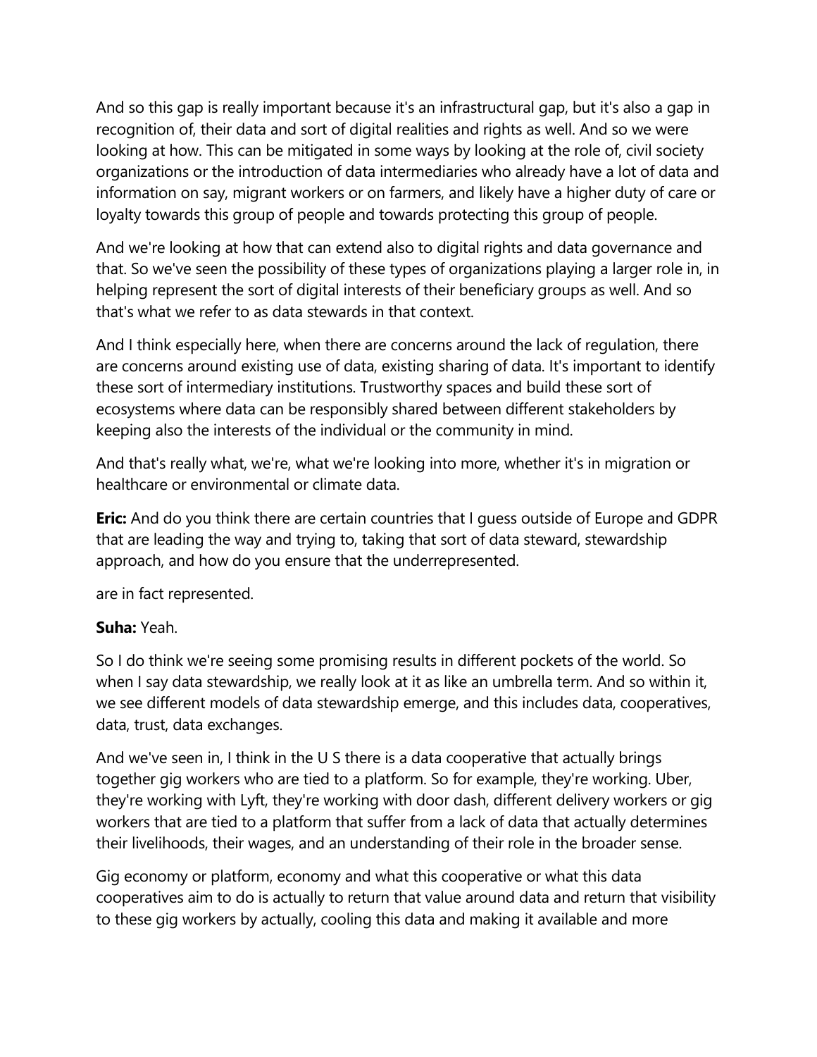And so this gap is really important because it's an infrastructural gap, but it's also a gap in recognition of, their data and sort of digital realities and rights as well. And so we were looking at how. This can be mitigated in some ways by looking at the role of, civil society organizations or the introduction of data intermediaries who already have a lot of data and information on say, migrant workers or on farmers, and likely have a higher duty of care or loyalty towards this group of people and towards protecting this group of people.

And we're looking at how that can extend also to digital rights and data governance and that. So we've seen the possibility of these types of organizations playing a larger role in, in helping represent the sort of digital interests of their beneficiary groups as well. And so that's what we refer to as data stewards in that context.

And I think especially here, when there are concerns around the lack of regulation, there are concerns around existing use of data, existing sharing of data. It's important to identify these sort of intermediary institutions. Trustworthy spaces and build these sort of ecosystems where data can be responsibly shared between different stakeholders by keeping also the interests of the individual or the community in mind.

And that's really what, we're, what we're looking into more, whether it's in migration or healthcare or environmental or climate data.

**Eric:** And do you think there are certain countries that I guess outside of Europe and GDPR that are leading the way and trying to, taking that sort of data steward, stewardship approach, and how do you ensure that the underrepresented.

are in fact represented.

**Suha:** Yeah.

So I do think we're seeing some promising results in different pockets of the world. So when I say data stewardship, we really look at it as like an umbrella term. And so within it, we see different models of data stewardship emerge, and this includes data, cooperatives, data, trust, data exchanges.

And we've seen in, I think in the U S there is a data cooperative that actually brings together gig workers who are tied to a platform. So for example, they're working. Uber, they're working with Lyft, they're working with door dash, different delivery workers or gig workers that are tied to a platform that suffer from a lack of data that actually determines their livelihoods, their wages, and an understanding of their role in the broader sense.

Gig economy or platform, economy and what this cooperative or what this data cooperatives aim to do is actually to return that value around data and return that visibility to these gig workers by actually, cooling this data and making it available and more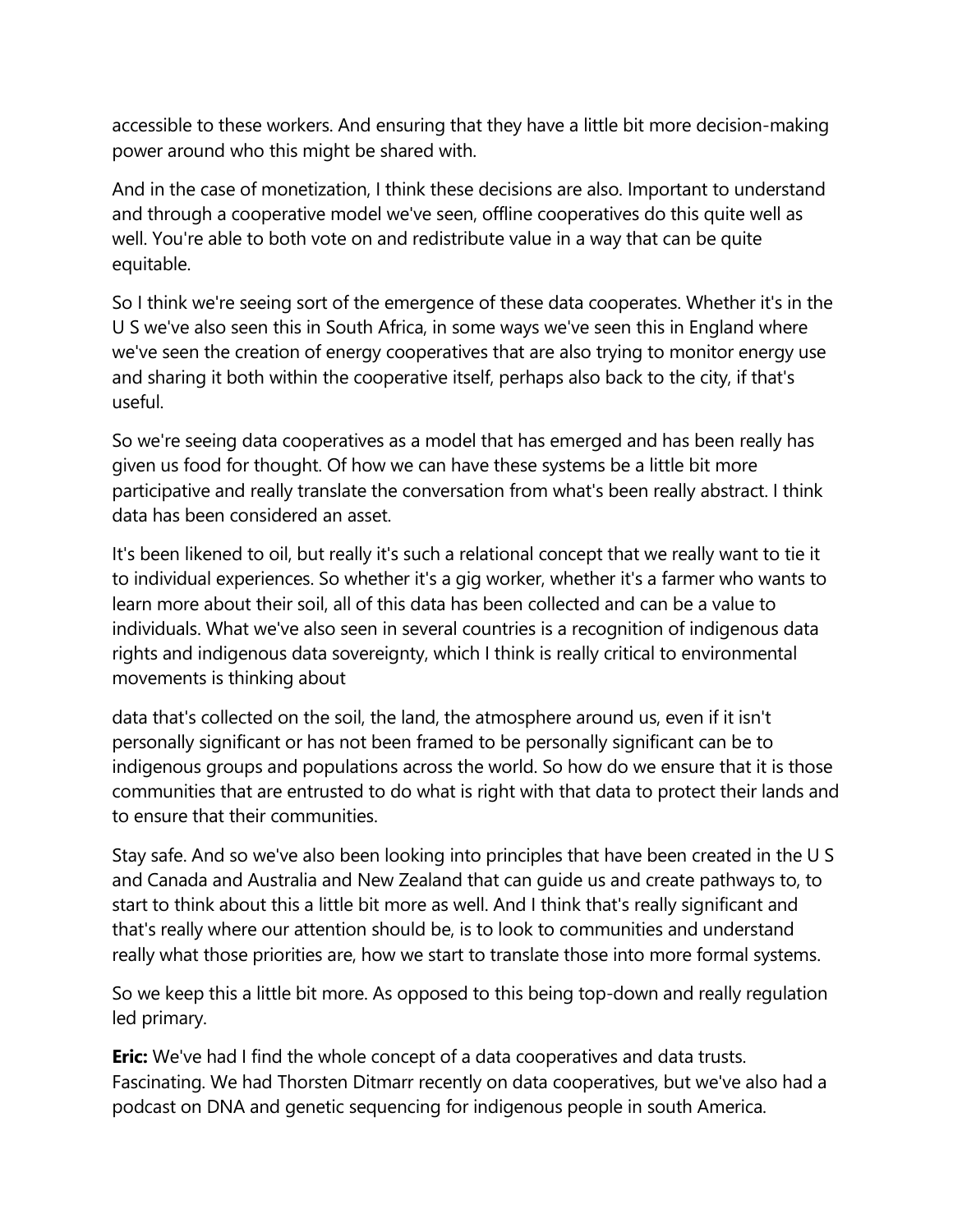accessible to these workers. And ensuring that they have a little bit more decision-making power around who this might be shared with.

And in the case of monetization, I think these decisions are also. Important to understand and through a cooperative model we've seen, offline cooperatives do this quite well as well. You're able to both vote on and redistribute value in a way that can be quite equitable.

So I think we're seeing sort of the emergence of these data cooperates. Whether it's in the U S we've also seen this in South Africa, in some ways we've seen this in England where we've seen the creation of energy cooperatives that are also trying to monitor energy use and sharing it both within the cooperative itself, perhaps also back to the city, if that's useful.

So we're seeing data cooperatives as a model that has emerged and has been really has given us food for thought. Of how we can have these systems be a little bit more participative and really translate the conversation from what's been really abstract. I think data has been considered an asset.

It's been likened to oil, but really it's such a relational concept that we really want to tie it to individual experiences. So whether it's a gig worker, whether it's a farmer who wants to learn more about their soil, all of this data has been collected and can be a value to individuals. What we've also seen in several countries is a recognition of indigenous data rights and indigenous data sovereignty, which I think is really critical to environmental movements is thinking about

data that's collected on the soil, the land, the atmosphere around us, even if it isn't personally significant or has not been framed to be personally significant can be to indigenous groups and populations across the world. So how do we ensure that it is those communities that are entrusted to do what is right with that data to protect their lands and to ensure that their communities.

Stay safe. And so we've also been looking into principles that have been created in the U S and Canada and Australia and New Zealand that can guide us and create pathways to, to start to think about this a little bit more as well. And I think that's really significant and that's really where our attention should be, is to look to communities and understand really what those priorities are, how we start to translate those into more formal systems.

So we keep this a little bit more. As opposed to this being top-down and really regulation led primary.

**Eric:** We've had I find the whole concept of a data cooperatives and data trusts. Fascinating. We had Thorsten Ditmarr recently on data cooperatives, but we've also had a podcast on DNA and genetic sequencing for indigenous people in south America.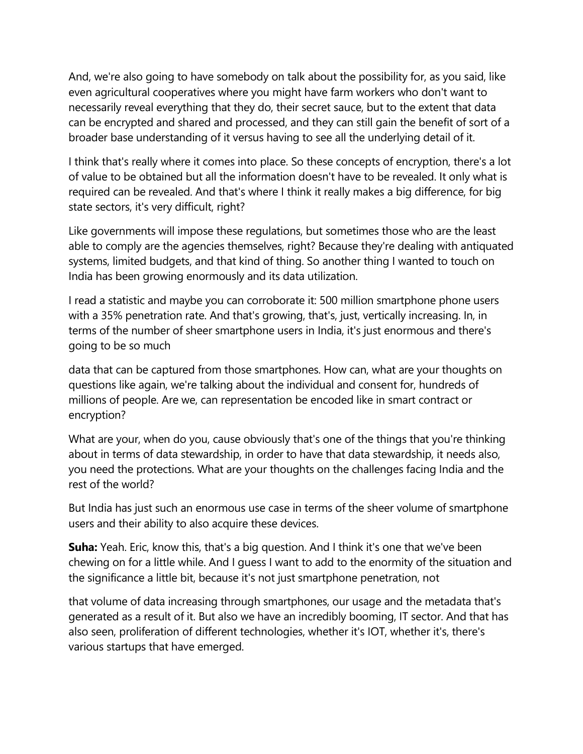And, we're also going to have somebody on talk about the possibility for, as you said, like even agricultural cooperatives where you might have farm workers who don't want to necessarily reveal everything that they do, their secret sauce, but to the extent that data can be encrypted and shared and processed, and they can still gain the benefit of sort of a broader base understanding of it versus having to see all the underlying detail of it.

I think that's really where it comes into place. So these concepts of encryption, there's a lot of value to be obtained but all the information doesn't have to be revealed. It only what is required can be revealed. And that's where I think it really makes a big difference, for big state sectors, it's very difficult, right?

Like governments will impose these regulations, but sometimes those who are the least able to comply are the agencies themselves, right? Because they're dealing with antiquated systems, limited budgets, and that kind of thing. So another thing I wanted to touch on India has been growing enormously and its data utilization.

I read a statistic and maybe you can corroborate it: 500 million smartphone phone users with a 35% penetration rate. And that's growing, that's, just, vertically increasing. In, in terms of the number of sheer smartphone users in India, it's just enormous and there's going to be so much

data that can be captured from those smartphones. How can, what are your thoughts on questions like again, we're talking about the individual and consent for, hundreds of millions of people. Are we, can representation be encoded like in smart contract or encryption?

What are your, when do you, cause obviously that's one of the things that you're thinking about in terms of data stewardship, in order to have that data stewardship, it needs also, you need the protections. What are your thoughts on the challenges facing India and the rest of the world?

But India has just such an enormous use case in terms of the sheer volume of smartphone users and their ability to also acquire these devices.

**Suha:** Yeah. Eric, know this, that's a big question. And I think it's one that we've been chewing on for a little while. And I guess I want to add to the enormity of the situation and the significance a little bit, because it's not just smartphone penetration, not

that volume of data increasing through smartphones, our usage and the metadata that's generated as a result of it. But also we have an incredibly booming, IT sector. And that has also seen, proliferation of different technologies, whether it's IOT, whether it's, there's various startups that have emerged.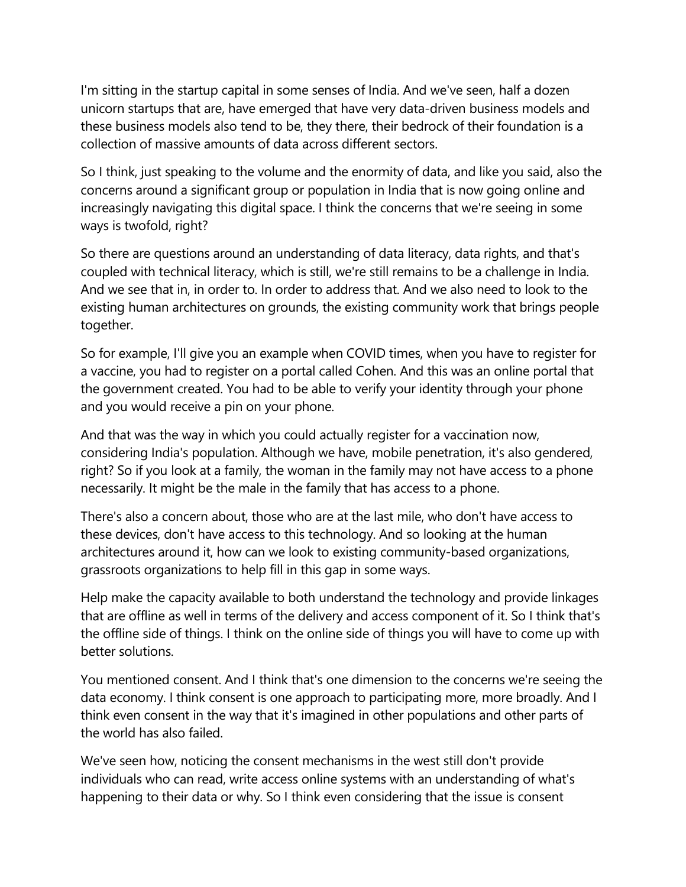I'm sitting in the startup capital in some senses of India. And we've seen, half a dozen unicorn startups that are, have emerged that have very data-driven business models and these business models also tend to be, they there, their bedrock of their foundation is a collection of massive amounts of data across different sectors.

So I think, just speaking to the volume and the enormity of data, and like you said, also the concerns around a significant group or population in India that is now going online and increasingly navigating this digital space. I think the concerns that we're seeing in some ways is twofold, right?

So there are questions around an understanding of data literacy, data rights, and that's coupled with technical literacy, which is still, we're still remains to be a challenge in India. And we see that in, in order to. In order to address that. And we also need to look to the existing human architectures on grounds, the existing community work that brings people together.

So for example, I'll give you an example when COVID times, when you have to register for a vaccine, you had to register on a portal called Cohen. And this was an online portal that the government created. You had to be able to verify your identity through your phone and you would receive a pin on your phone.

And that was the way in which you could actually register for a vaccination now, considering India's population. Although we have, mobile penetration, it's also gendered, right? So if you look at a family, the woman in the family may not have access to a phone necessarily. It might be the male in the family that has access to a phone.

There's also a concern about, those who are at the last mile, who don't have access to these devices, don't have access to this technology. And so looking at the human architectures around it, how can we look to existing community-based organizations, grassroots organizations to help fill in this gap in some ways.

Help make the capacity available to both understand the technology and provide linkages that are offline as well in terms of the delivery and access component of it. So I think that's the offline side of things. I think on the online side of things you will have to come up with better solutions.

You mentioned consent. And I think that's one dimension to the concerns we're seeing the data economy. I think consent is one approach to participating more, more broadly. And I think even consent in the way that it's imagined in other populations and other parts of the world has also failed.

We've seen how, noticing the consent mechanisms in the west still don't provide individuals who can read, write access online systems with an understanding of what's happening to their data or why. So I think even considering that the issue is consent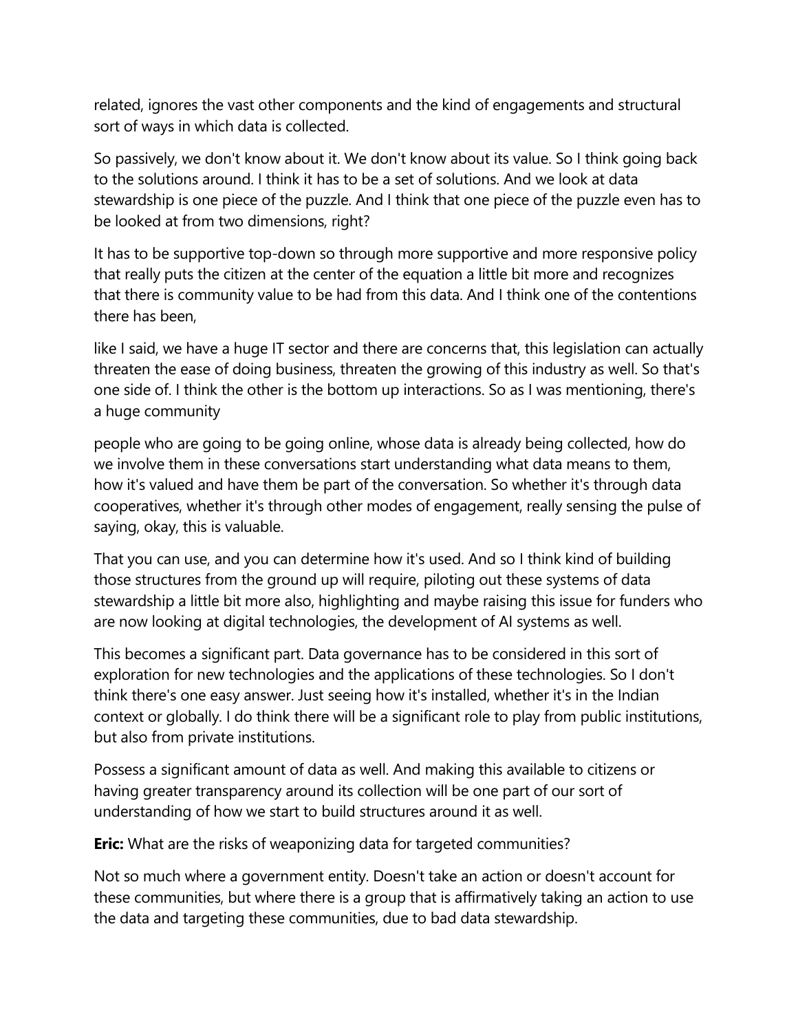related, ignores the vast other components and the kind of engagements and structural sort of ways in which data is collected.

So passively, we don't know about it. We don't know about its value. So I think going back to the solutions around. I think it has to be a set of solutions. And we look at data stewardship is one piece of the puzzle. And I think that one piece of the puzzle even has to be looked at from two dimensions, right?

It has to be supportive top-down so through more supportive and more responsive policy that really puts the citizen at the center of the equation a little bit more and recognizes that there is community value to be had from this data. And I think one of the contentions there has been,

like I said, we have a huge IT sector and there are concerns that, this legislation can actually threaten the ease of doing business, threaten the growing of this industry as well. So that's one side of. I think the other is the bottom up interactions. So as I was mentioning, there's a huge community

people who are going to be going online, whose data is already being collected, how do we involve them in these conversations start understanding what data means to them, how it's valued and have them be part of the conversation. So whether it's through data cooperatives, whether it's through other modes of engagement, really sensing the pulse of saying, okay, this is valuable.

That you can use, and you can determine how it's used. And so I think kind of building those structures from the ground up will require, piloting out these systems of data stewardship a little bit more also, highlighting and maybe raising this issue for funders who are now looking at digital technologies, the development of AI systems as well.

This becomes a significant part. Data governance has to be considered in this sort of exploration for new technologies and the applications of these technologies. So I don't think there's one easy answer. Just seeing how it's installed, whether it's in the Indian context or globally. I do think there will be a significant role to play from public institutions, but also from private institutions.

Possess a significant amount of data as well. And making this available to citizens or having greater transparency around its collection will be one part of our sort of understanding of how we start to build structures around it as well.

**Eric:** What are the risks of weaponizing data for targeted communities?

Not so much where a government entity. Doesn't take an action or doesn't account for these communities, but where there is a group that is affirmatively taking an action to use the data and targeting these communities, due to bad data stewardship.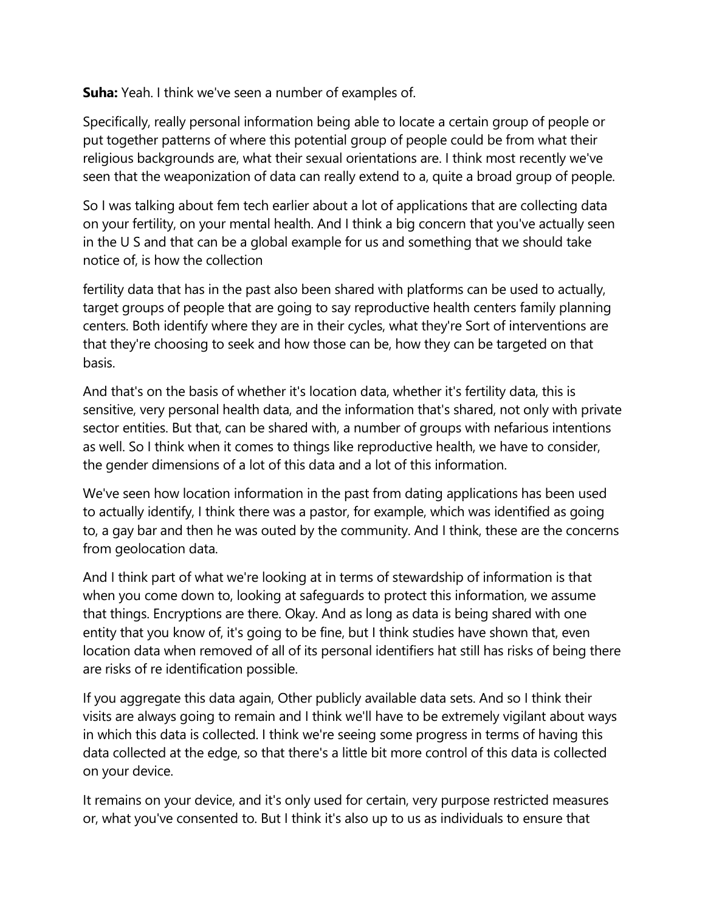**Suha:** Yeah. I think we've seen a number of examples of.

Specifically, really personal information being able to locate a certain group of people or put together patterns of where this potential group of people could be from what their religious backgrounds are, what their sexual orientations are. I think most recently we've seen that the weaponization of data can really extend to a, quite a broad group of people.

So I was talking about fem tech earlier about a lot of applications that are collecting data on your fertility, on your mental health. And I think a big concern that you've actually seen in the U S and that can be a global example for us and something that we should take notice of, is how the collection

fertility data that has in the past also been shared with platforms can be used to actually, target groups of people that are going to say reproductive health centers family planning centers. Both identify where they are in their cycles, what they're Sort of interventions are that they're choosing to seek and how those can be, how they can be targeted on that basis.

And that's on the basis of whether it's location data, whether it's fertility data, this is sensitive, very personal health data, and the information that's shared, not only with private sector entities. But that, can be shared with, a number of groups with nefarious intentions as well. So I think when it comes to things like reproductive health, we have to consider, the gender dimensions of a lot of this data and a lot of this information.

We've seen how location information in the past from dating applications has been used to actually identify, I think there was a pastor, for example, which was identified as going to, a gay bar and then he was outed by the community. And I think, these are the concerns from geolocation data.

And I think part of what we're looking at in terms of stewardship of information is that when you come down to, looking at safeguards to protect this information, we assume that things. Encryptions are there. Okay. And as long as data is being shared with one entity that you know of, it's going to be fine, but I think studies have shown that, even location data when removed of all of its personal identifiers hat still has risks of being there are risks of re identification possible.

If you aggregate this data again, Other publicly available data sets. And so I think their visits are always going to remain and I think we'll have to be extremely vigilant about ways in which this data is collected. I think we're seeing some progress in terms of having this data collected at the edge, so that there's a little bit more control of this data is collected on your device.

It remains on your device, and it's only used for certain, very purpose restricted measures or, what you've consented to. But I think it's also up to us as individuals to ensure that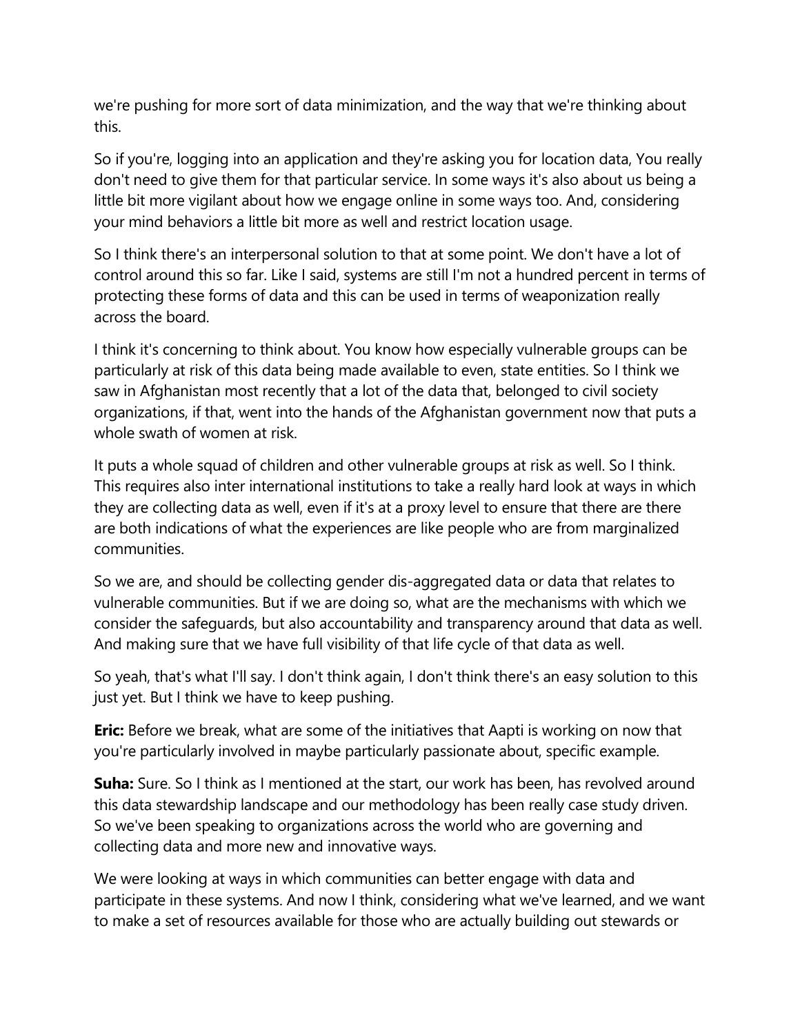we're pushing for more sort of data minimization, and the way that we're thinking about this.

So if you're, logging into an application and they're asking you for location data, You really don't need to give them for that particular service. In some ways it's also about us being a little bit more vigilant about how we engage online in some ways too. And, considering your mind behaviors a little bit more as well and restrict location usage.

So I think there's an interpersonal solution to that at some point. We don't have a lot of control around this so far. Like I said, systems are still I'm not a hundred percent in terms of protecting these forms of data and this can be used in terms of weaponization really across the board.

I think it's concerning to think about. You know how especially vulnerable groups can be particularly at risk of this data being made available to even, state entities. So I think we saw in Afghanistan most recently that a lot of the data that, belonged to civil society organizations, if that, went into the hands of the Afghanistan government now that puts a whole swath of women at risk.

It puts a whole squad of children and other vulnerable groups at risk as well. So I think. This requires also inter international institutions to take a really hard look at ways in which they are collecting data as well, even if it's at a proxy level to ensure that there are there are both indications of what the experiences are like people who are from marginalized communities.

So we are, and should be collecting gender dis-aggregated data or data that relates to vulnerable communities. But if we doing so, what are the mechanisms with which we consider the safeguards, but also accountability and transparency around that data as well. And making sure that we have full visibility of that life cycle of that data as well.

So yeah, that's what I'll say. I don't think again, I don't think there's an easy solution to this just yet. But I think we have to keep pushing.

**Eric:** Before we break, what are some of the initiatives that Aapti is working on now that you're particularly involved in maybe particularly passionate about, specific example.

**Suha:** Sure. So I think as I mentioned at the start, our work has been, has revolved around this data stewardship landscape and our methodology has been really case study driven. So we've been speaking to organizations across the world who are governing and collecting data and more new and innovative ways.

We were looking at ways in which communities can better engage with data and participate in these systems. And now I think, considering what we've learned, and we want to make a set of resources available for those who are actually building out stewards or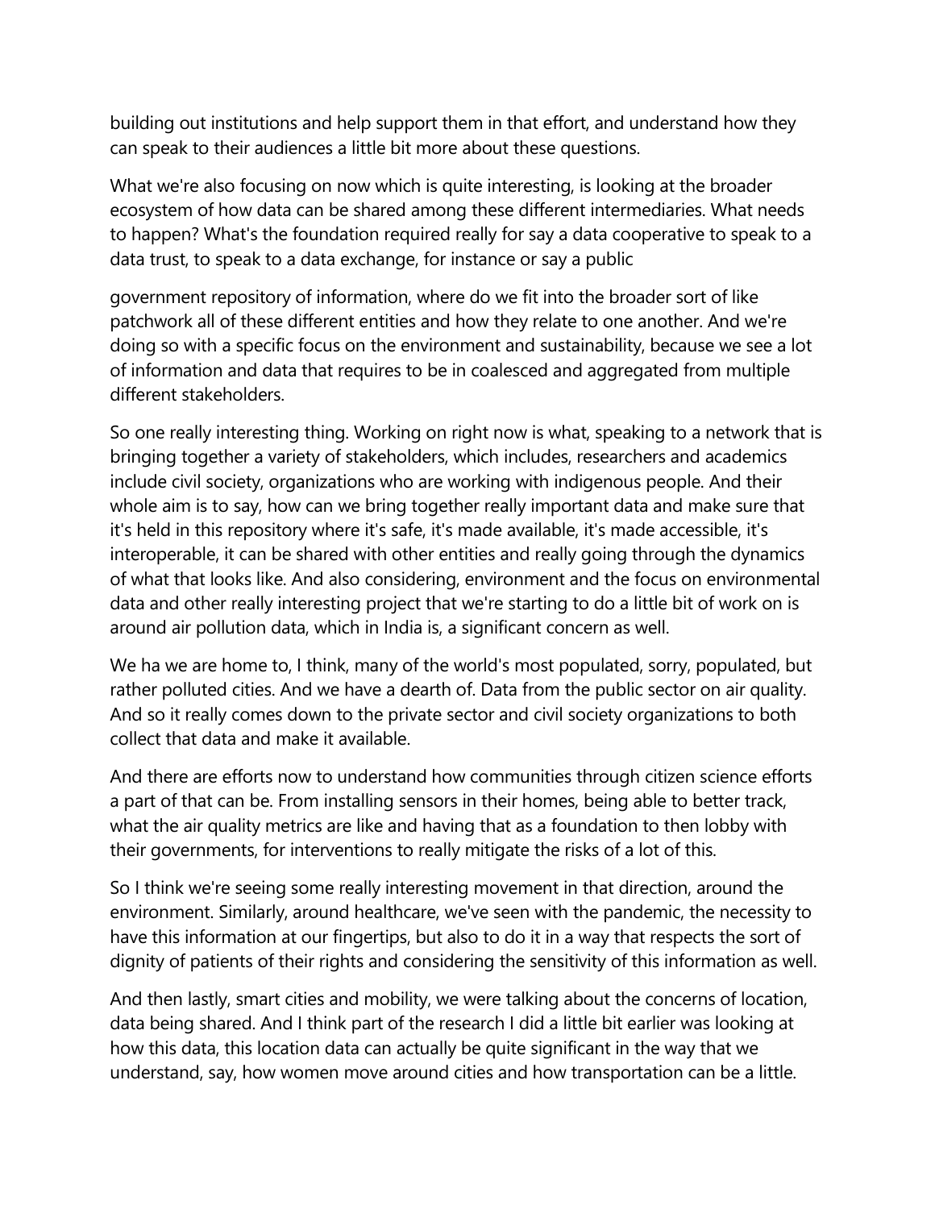building out institutions and help support them in that effort, and understand how they can speak to their audiences a little bit more about these questions.

What we're also focusing on now which is quite interesting, is looking at the broader ecosystem of how data can be shared among these different intermediaries. What needs to happen? What's the foundation required really for say a data cooperative to speak to a data trust, to speak to a data exchange, for instance or say a public

government repository of information, where do we fit into the broader sort of like patchwork all of these different entities and how they relate to one another. And we're doing so with a specific focus on the environment and sustainability, because we see a lot of information and data that requires to be in coalesced and aggregated from multiple different stakeholders.

So one really interesting thing. Working on right now is what, speaking to a network that is bringing together a variety of stakeholders, which includes, researchers and academics include civil society, organizations who are working with indigenous people. And their whole aim is to say, how can we bring together really important data and make sure that it's held in this repository where it's safe, it's made available, it's made accessible, it's interoperable, it can be shared with other entities and really going through the dynamics of what that looks like. And also considering, environment and the focus on environmental data and other really interesting project that we're starting to do a little bit of work on is around air pollution data, which in India is, a significant concern as well.

We ha we are home to, I think, many of the world's most populated, sorry, populated, but rather polluted cities. And we have a dearth of. Data from the public sector on air quality. And so it really comes down to the private sector and civil society organizations to both collect that data and make it available.

And there are efforts now to understand how communities through citizen science efforts a part of that can be. From installing sensors in their homes, being able to better track, what the air quality metrics are like and having that as a foundation to then lobby with their governments, for interventions to really mitigate the risks of a lot of this.

So I think we're seeing some really interesting movement in that direction, around the environment. Similarly, around healthcare, we've seen with the pandemic, the necessity to have this information at our fingertips, but also to do it in a way that respects the sort of dignity of patients of their rights and considering the sensitivity of this information as well.

And then lastly, smart cities and mobility, we were talking about the concerns of location, data being shared. And I think part of the research I did a little bit earlier was looking at how this data, this location data can actually be quite significant in the way that we understand, say, how women move around cities and how transportation can be a little.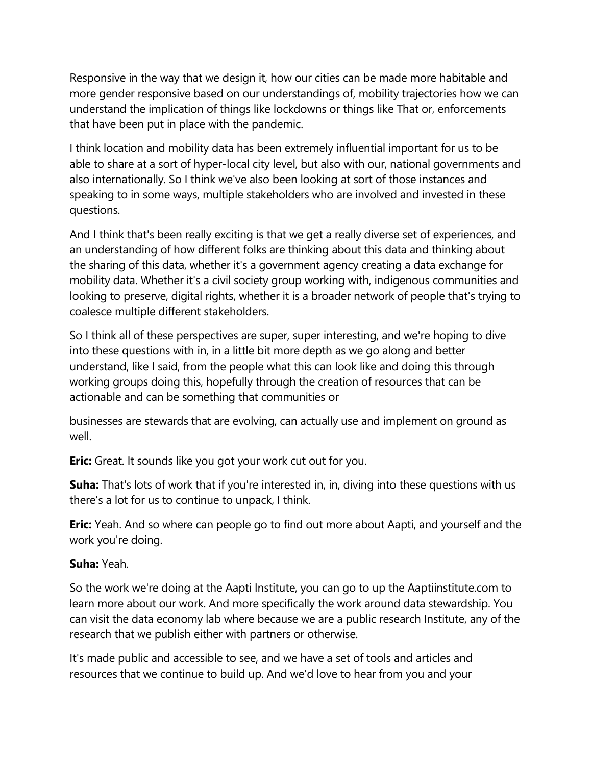Responsive in the way that we design it, how our cities can be made more habitable and more gender responsive based on our understandings of, mobility trajectories how we can understand the implication of things like lockdowns or things like That or, enforcements that have been put in place with the pandemic.

I think location and mobility data has been extremely influential important for us to be able to share at a sort of hyper-local city level, but also with our, national governments and also internationally. So I think we've also been looking at sort of those instances and speaking to in some ways, multiple stakeholders who are involved and invested in these questions.

And I think that's been really exciting is that we get a really diverse set of experiences, and an understanding of how different folks are thinking about this data and thinking about the sharing of this data, whether it's a government agency creating a data exchange for mobility data. Whether it's a civil society group working with, indigenous communities and looking to preserve, digital rights, whether it is a broader network of people that's trying to coalesce multiple different stakeholders.

So I think all of these perspectives are super, super interesting, and we're hoping to dive into these questions with in, in a little bit more depth as we go along and better understand, like I said, from the people what this can look like and doing this through working groups doing this, hopefully through the creation of resources that can be actionable and can be something that communities or

businesses are stewards that are evolving, can actually use and implement on ground as well.

**Eric:** Great. It sounds like you got your work cut out for you.

**Suha:** That's lots of work that if you're interested in, in, diving into these questions with us there's a lot for us to continue to unpack, I think.

**Eric:** Yeah. And so where can people go to find out more about Aapti, and yourself and the work you're doing.

**Suha:** Yeah.

So the work we're doing at the Aapti Institute, you can go to up the Aaptiinstitute.com to learn more about our work. And more specifically the work around data stewardship. You can visit the data economy lab where because we are a public research Institute, any of the research that we publish either with partners or otherwise.

It's made public and accessible to see, and we have a set of tools and articles and resources that we continue to build up. And we'd love to hear from you and your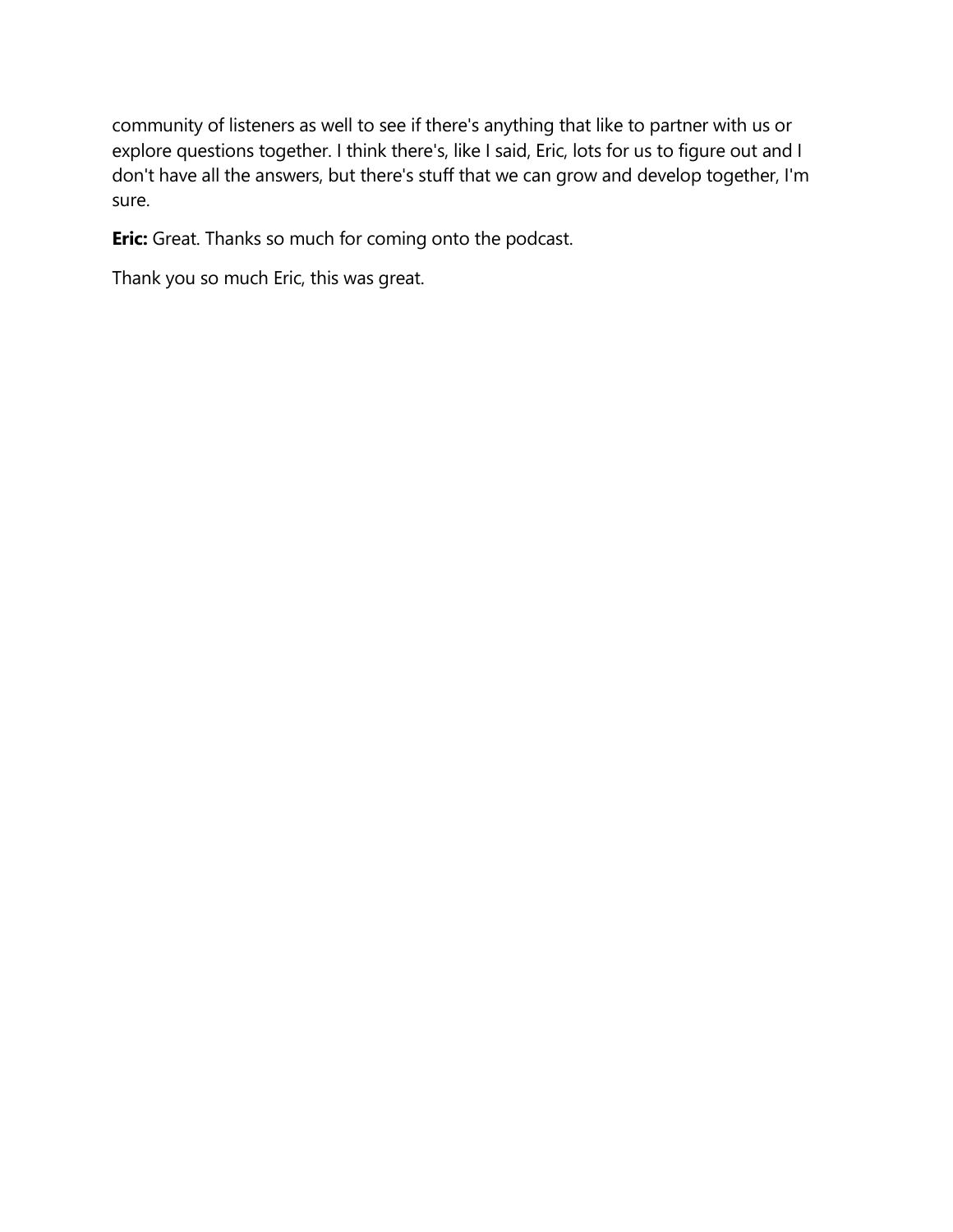community of listeners as well to see if there's anything that like to partner with us or explore questions together. I think there's, like I said, Eric, lots for us to figure out and I don't have all the answers, but there's stuff that we can grow and develop together, I'm sure.

**Eric:** Great. Thanks so much for coming onto the podcast.

Thank you so much Eric, this was great.